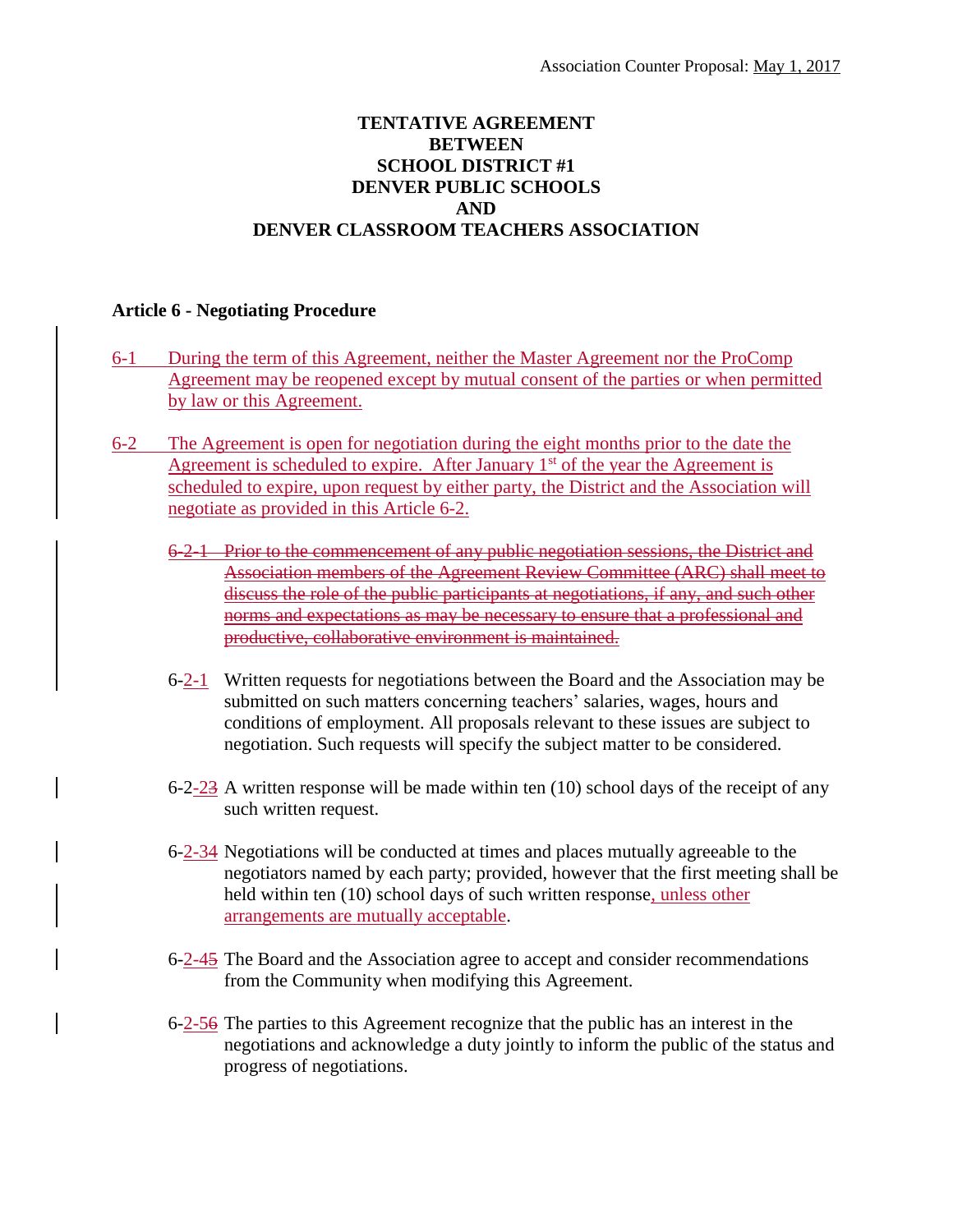Association Counter Proposal: May 1, 2017

**TENTATIVE AGREEMENT**
**BETWEEN**
**SCHOOL DISTRICT #1**
**DENVER PUBLIC SCHOOLS**
**AND**
**DENVER CLASSROOM TEACHERS ASSOCIATION**

**Article 6 - Negotiating Procedure**

6-1 During the term of this Agreement, neither the Master Agreement nor the ProComp Agreement may be reopened except by mutual consent of the parties or when permitted by law or this Agreement.

6-2 The Agreement is open for negotiation during the eight months prior to the date the Agreement is scheduled to expire. After January 1st of the year the Agreement is scheduled to expire, upon request by either party, the District and the Association will negotiate as provided in this Article 6-2.

~~6-2-1 Prior to the commencement of any public negotiation sessions, the District and Association members of the Agreement Review Committee (ARC) shall meet to discuss the role of the public participants at negotiations, if any, and such other norms and expectations as may be necessary to ensure that a professional and productive, collaborative environment is maintained.~~

6-2-1 Written requests for negotiations between the Board and the Association may be submitted on such matters concerning teachers' salaries, wages, hours and conditions of employment. All proposals relevant to these issues are subject to negotiation. Such requests will specify the subject matter to be considered.

6-2-2~~3~~ A written response will be made within ten (10) school days of the receipt of any such written request.

6-2-3~~4~~ Negotiations will be conducted at times and places mutually agreeable to the negotiators named by each party; provided, however that the first meeting shall be held within ten (10) school days of such written response, unless other arrangements are mutually acceptable.

6-2-4~~5~~ The Board and the Association agree to accept and consider recommendations from the Community when modifying this Agreement.

6-2-5~~6~~ The parties to this Agreement recognize that the public has an interest in the negotiations and acknowledge a duty jointly to inform the public of the status and progress of negotiations.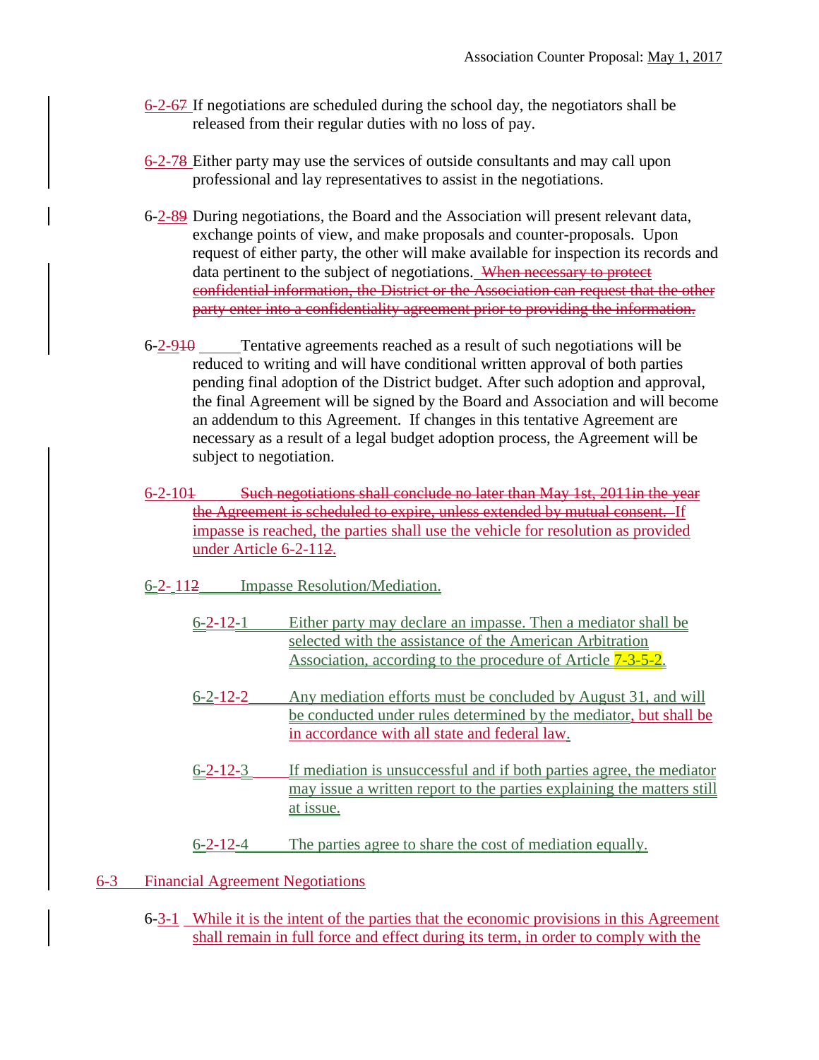6-2-6~~7~~ If negotiations are scheduled during the school day, the negotiators shall be released from their regular duties with no loss of pay.

6-2-7~~8~~ Either party may use the services of outside consultants and may call upon professional and lay representatives to assist in the negotiations.

6-2-8~~9~~ During negotiations, the Board and the Association will present relevant data, exchange points of view, and make proposals and counter-proposals. Upon request of either party, the other will make available for inspection its records and data pertinent to the subject of negotiations. ~~When necessary to protect confidential information, the District or the Association can request that the other party enter into a confidentiality agreement prior to providing the information.~~

6-2-9~~10~~ Tentative agreements reached as a result of such negotiations will be reduced to writing and will have conditional written approval of both parties pending final adoption of the District budget. After such adoption and approval, the final Agreement will be signed by the Board and Association and will become an addendum to this Agreement. If changes in this tentative Agreement are necessary as a result of a legal budget adoption process, the Agreement will be subject to negotiation.

6-2-10~~1~~ ~~Such negotiations shall conclude no later than May 1st, 2011in the year the Agreement is scheduled to expire, unless extended by mutual consent.~~ If impasse is reached, the parties shall use the vehicle for resolution as provided under Article 6-2-11~~2~~.

6-2-11~~2~~ Impasse Resolution/Mediation.

- 6-2-12-1 Either party may declare an impasse. Then a mediator shall be selected with the assistance of the American Arbitration Association, according to the procedure of Article 7-3-5-2.

- 6-2-12-2 Any mediation efforts must be concluded by August 31, and will be conducted under rules determined by the mediator, but shall be in accordance with all state and federal law.

- 6-2-12-3 If mediation is unsuccessful and if both parties agree, the mediator may issue a written report to the parties explaining the matters still at issue.

- 6-2-12-4 The parties agree to share the cost of mediation equally.

## 6-3 Financial Agreement Negotiations

6-3-1 While it is the intent of the parties that the economic provisions in this Agreement shall remain in full force and effect during its term, in order to comply with the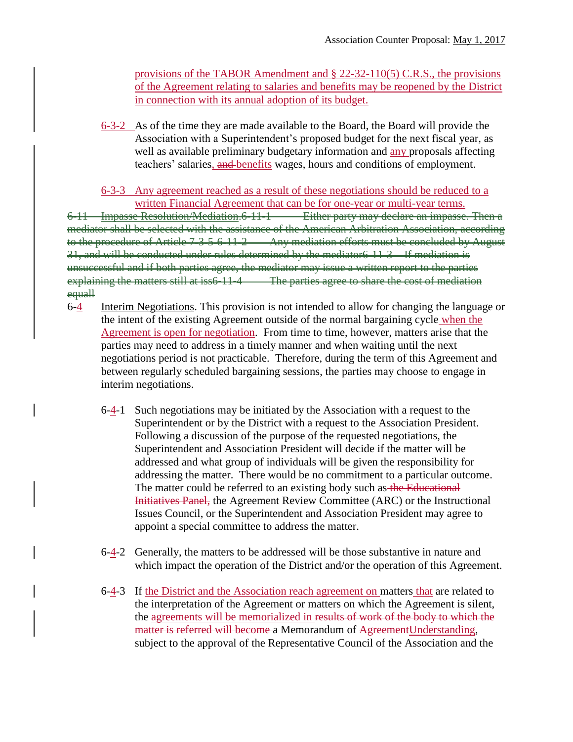provisions of the TABOR Amendment and § 22-32-110(5) C.R.S., the provisions of the Agreement relating to salaries and benefits may be reopened by the District in connection with its annual adoption of its budget.

6-3-2 As of the time they are made available to the Board, the Board will provide the Association with a Superintendent's proposed budget for the next fiscal year, as well as available preliminary budgetary information and any proposals affecting teachers' salaries, ~~and~~ benefits wages, hours and conditions of employment.

6-3-3 Any agreement reached as a result of these negotiations should be reduced to a written Financial Agreement that can be for one-year or multi-year terms.

~~6-11 Impasse Resolution/Mediation.6-11-1 Either party may declare an impasse. Then a mediator shall be selected with the assistance of the American Arbitration Association, according to the procedure of Article 7-3-5-6-11-2 Any mediation efforts must be concluded by August 31, and will be conducted under rules determined by the mediator6-11-3 If mediation is unsuccessful and if both parties agree, the mediator may issue a written report to the parties explaining the matters still at iss6-11-4 The parties agree to share the cost of mediation equall~~

6-4 Interim Negotiations. This provision is not intended to allow for changing the language or the intent of the existing Agreement outside of the normal bargaining cycle when the Agreement is open for negotiation. From time to time, however, matters arise that the parties may need to address in a timely manner and when waiting until the next negotiations period is not practicable. Therefore, during the term of this Agreement and between regularly scheduled bargaining sessions, the parties may choose to engage in interim negotiations.

6-4-1 Such negotiations may be initiated by the Association with a request to the Superintendent or by the District with a request to the Association President. Following a discussion of the purpose of the requested negotiations, the Superintendent and Association President will decide if the matter will be addressed and what group of individuals will be given the responsibility for addressing the matter. There would be no commitment to a particular outcome. The matter could be referred to an existing body such as ~~the Educational Initiatives Panel,~~ the Agreement Review Committee (ARC) or the Instructional Issues Council, or the Superintendent and Association President may agree to appoint a special committee to address the matter.

6-4-2 Generally, the matters to be addressed will be those substantive in nature and which impact the operation of the District and/or the operation of this Agreement.

6-4-3 If the District and the Association reach agreement on matters that are related to the interpretation of the Agreement or matters on which the Agreement is silent, the agreements will be memorialized in ~~results of work of the body to which the matter is referred will become~~ a Memorandum of ~~Agreement~~Understanding, subject to the approval of the Representative Council of the Association and the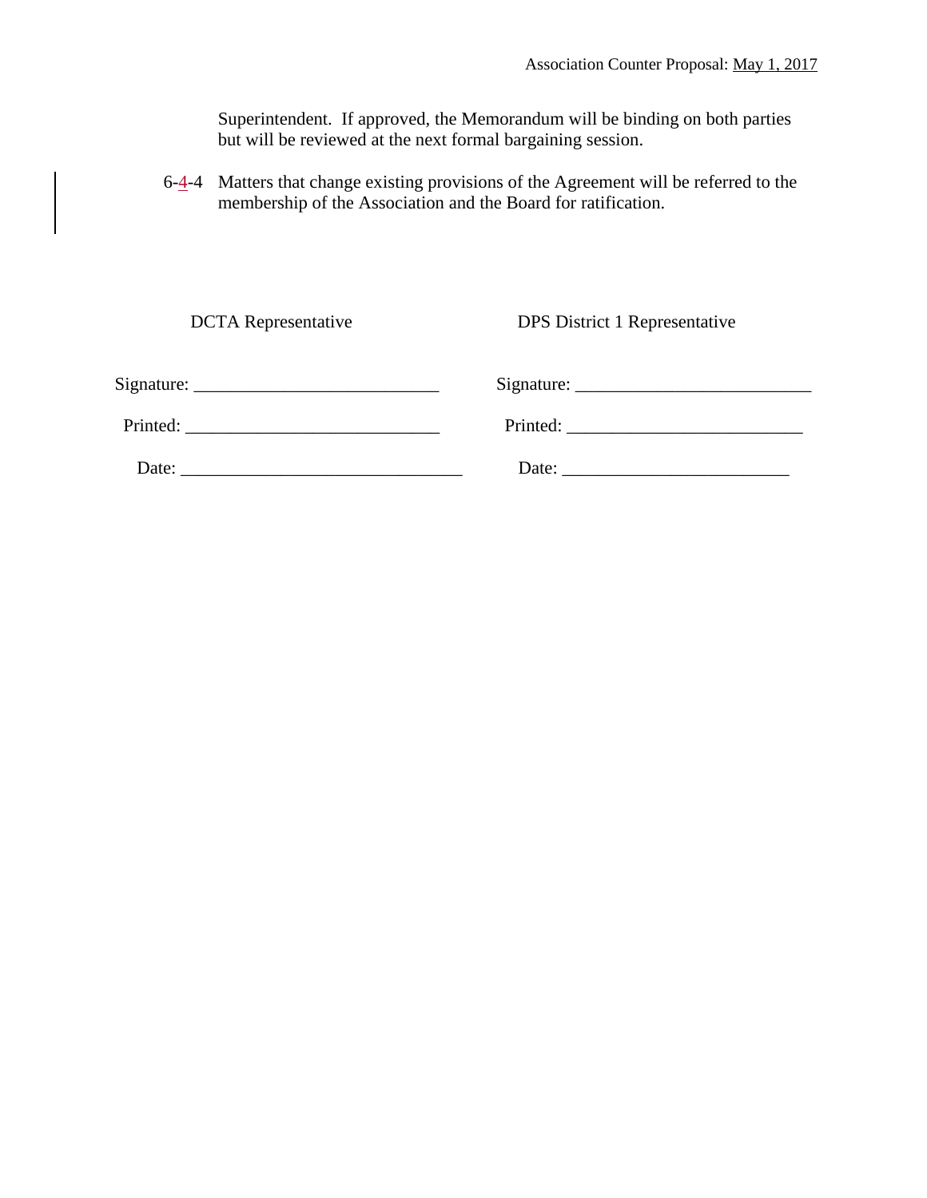Superintendent. If approved, the Memorandum will be binding on both parties but will be reviewed at the next formal bargaining session.

6-4-4 Matters that change existing provisions of the Agreement will be referred to the membership of the Association and the Board for ratification.

| DCTA Representative | DPS District 1 Representative |
| --- | --- |
| Signature: ___________________________ | Signature: __________________________ |
| Printed: ____________________________ | Printed: __________________________ |
| Date: _______________________________ | Date: _________________________ |